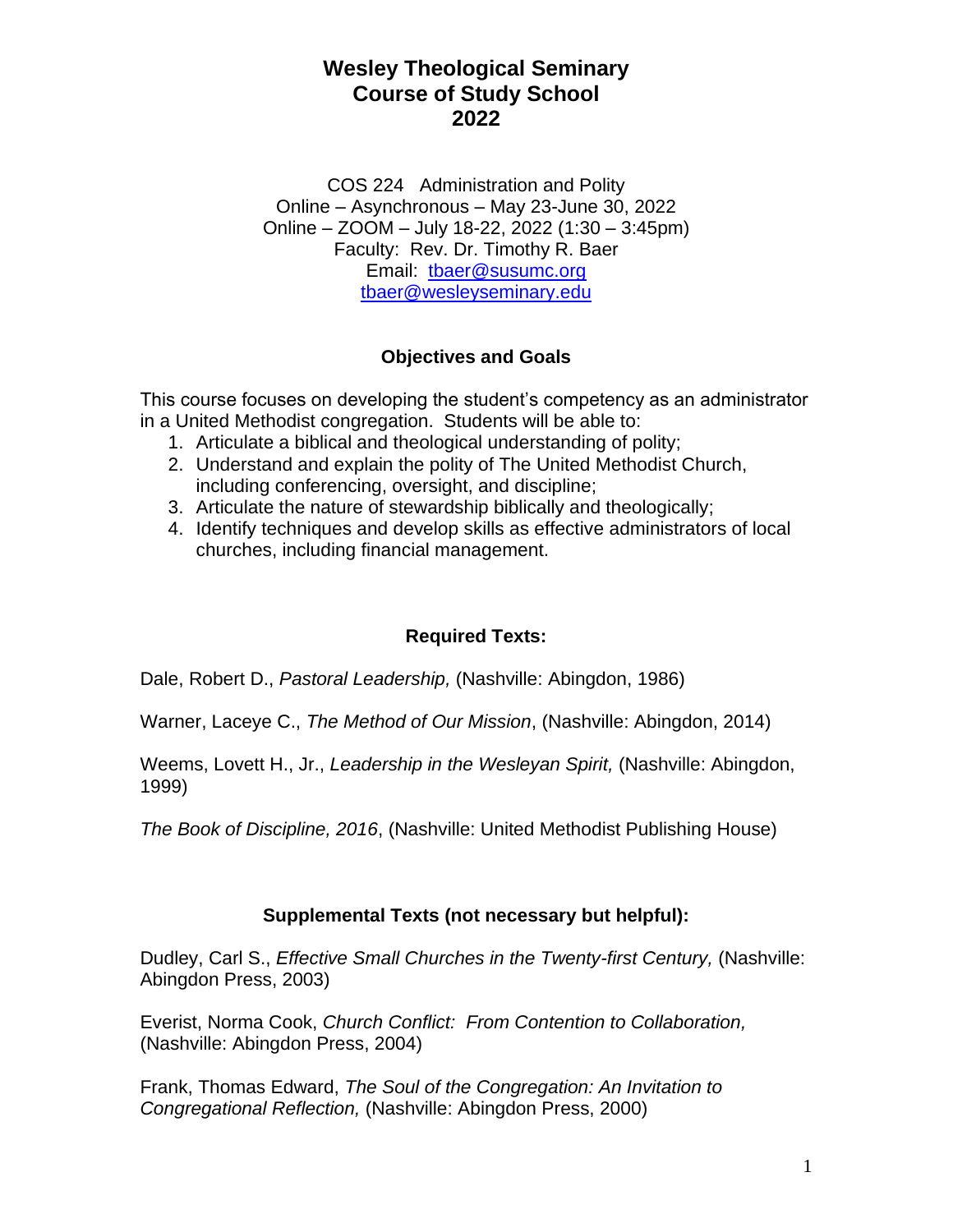# Wesley Theological Seminary
# Course of Study School
# 2022

COS 224 Administration and Polity
Online – Asynchronous – May 23-June 30, 2022
Online – ZOOM – July 18-22, 2022 (1:30 – 3:45pm)
Faculty: Rev. Dr. Timothy R. Baer
Email: tbaer@susumc.org
tbaer@wesleyseminary.edu

## Objectives and Goals

This course focuses on developing the student's competency as an administrator in a United Methodist congregation. Students will be able to:

1. Articulate a biblical and theological understanding of polity;
2. Understand and explain the polity of The United Methodist Church, including conferencing, oversight, and discipline;
3. Articulate the nature of stewardship biblically and theologically;
4. Identify techniques and develop skills as effective administrators of local churches, including financial management.

## Required Texts:

Dale, Robert D., *Pastoral Leadership,* (Nashville: Abingdon, 1986)

Warner, Laceye C., *The Method of Our Mission*, (Nashville: Abingdon, 2014)

Weems, Lovett H., Jr., *Leadership in the Wesleyan Spirit,* (Nashville: Abingdon, 1999)

*The Book of Discipline, 2016*, (Nashville: United Methodist Publishing House)

## Supplemental Texts (not necessary but helpful):

Dudley, Carl S., *Effective Small Churches in the Twenty-first Century,* (Nashville: Abingdon Press, 2003)

Everist, Norma Cook, *Church Conflict: From Contention to Collaboration,* (Nashville: Abingdon Press, 2004)

Frank, Thomas Edward, *The Soul of the Congregation: An Invitation to Congregational Reflection,* (Nashville: Abingdon Press, 2000)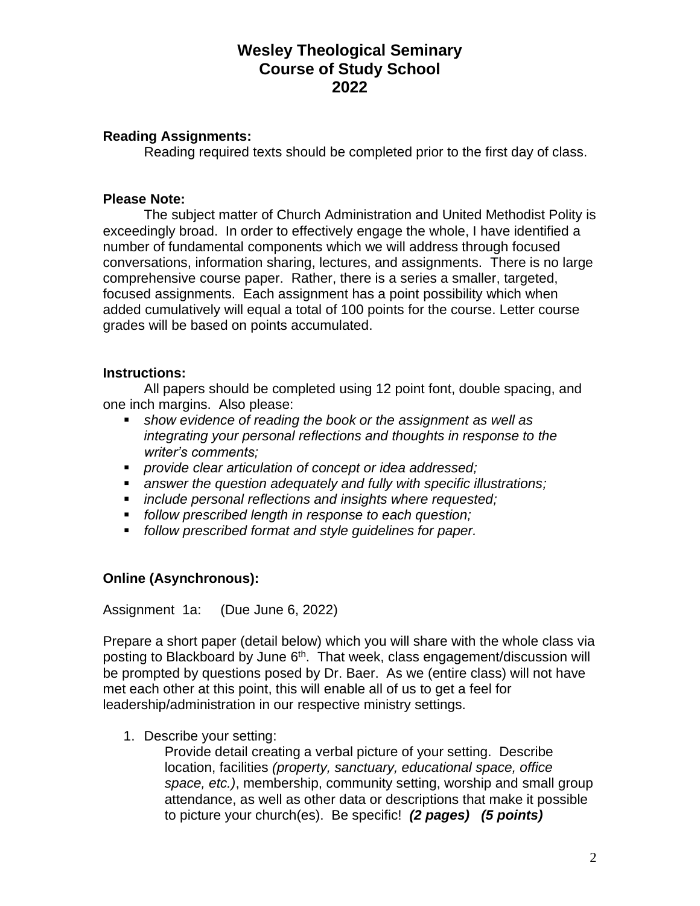# Wesley Theological Seminary
# Course of Study School
# 2022

**Reading Assignments:**

Reading required texts should be completed prior to the first day of class.

**Please Note:**

The subject matter of Church Administration and United Methodist Polity is exceedingly broad. In order to effectively engage the whole, I have identified a number of fundamental components which we will address through focused conversations, information sharing, lectures, and assignments. There is no large comprehensive course paper. Rather, there is a series a smaller, targeted, focused assignments. Each assignment has a point possibility which when added cumulatively will equal a total of 100 points for the course. Letter course grades will be based on points accumulated.

**Instructions:**

All papers should be completed using 12 point font, double spacing, and one inch margins. Also please:

- *show evidence of reading the book or the assignment as well as integrating your personal reflections and thoughts in response to the writer's comments;*
- *provide clear articulation of concept or idea addressed;*
- *answer the question adequately and fully with specific illustrations;*
- *include personal reflections and insights where requested;*
- *follow prescribed length in response to each question;*
- *follow prescribed format and style guidelines for paper.*

**Online (Asynchronous):**

Assignment 1a: (Due June 6, 2022)

Prepare a short paper (detail below) which you will share with the whole class via posting to Blackboard by June 6th. That week, class engagement/discussion will be prompted by questions posed by Dr. Baer. As we (entire class) will not have met each other at this point, this will enable all of us to get a feel for leadership/administration in our respective ministry settings.

1. Describe your setting:

   Provide detail creating a verbal picture of your setting. Describe location, facilities *(property, sanctuary, educational space, office space, etc.)*, membership, community setting, worship and small group attendance, as well as other data or descriptions that make it possible to picture your church(es). Be specific! ***(2 pages) (5 points)***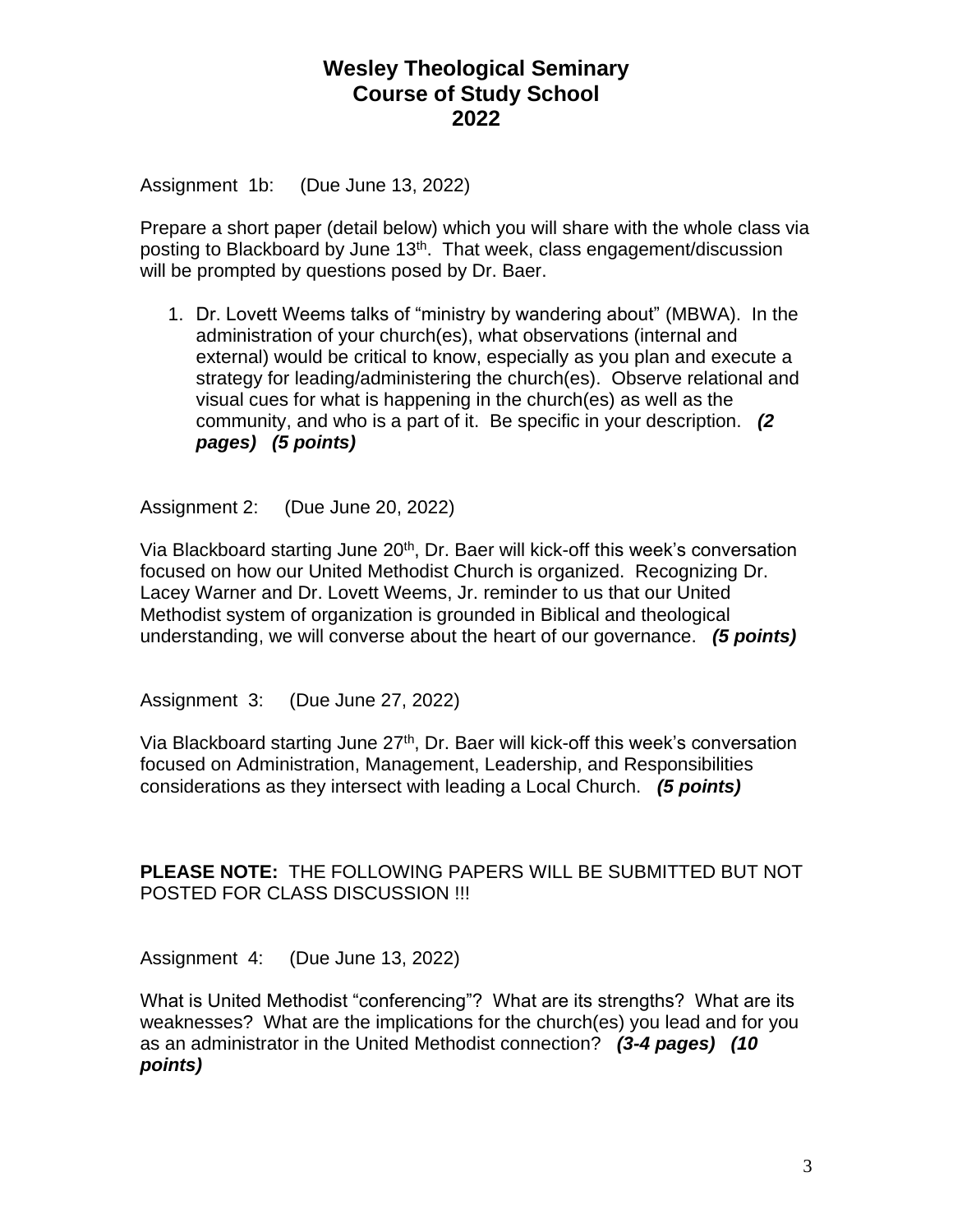# Wesley Theological Seminary
## Course of Study School
## 2022

Assignment 1b: (Due June 13, 2022)

Prepare a short paper (detail below) which you will share with the whole class via posting to Blackboard by June 13th. That week, class engagement/discussion will be prompted by questions posed by Dr. Baer.

1. Dr. Lovett Weems talks of "ministry by wandering about" (MBWA). In the administration of your church(es), what observations (internal and external) would be critical to know, especially as you plan and execute a strategy for leading/administering the church(es). Observe relational and visual cues for what is happening in the church(es) as well as the community, and who is a part of it. Be specific in your description. ***(2 pages) (5 points)***

Assignment 2: (Due June 20, 2022)

Via Blackboard starting June 20th, Dr. Baer will kick-off this week's conversation focused on how our United Methodist Church is organized. Recognizing Dr. Lacey Warner and Dr. Lovett Weems, Jr. reminder to us that our United Methodist system of organization is grounded in Biblical and theological understanding, we will converse about the heart of our governance. ***(5 points)***

Assignment 3: (Due June 27, 2022)

Via Blackboard starting June 27th, Dr. Baer will kick-off this week's conversation focused on Administration, Management, Leadership, and Responsibilities considerations as they intersect with leading a Local Church. ***(5 points)***

**PLEASE NOTE:** THE FOLLOWING PAPERS WILL BE SUBMITTED BUT NOT POSTED FOR CLASS DISCUSSION !!!

Assignment 4: (Due June 13, 2022)

What is United Methodist "conferencing"? What are its strengths? What are its weaknesses? What are the implications for the church(es) you lead and for you as an administrator in the United Methodist connection? ***(3-4 pages) (10 points)***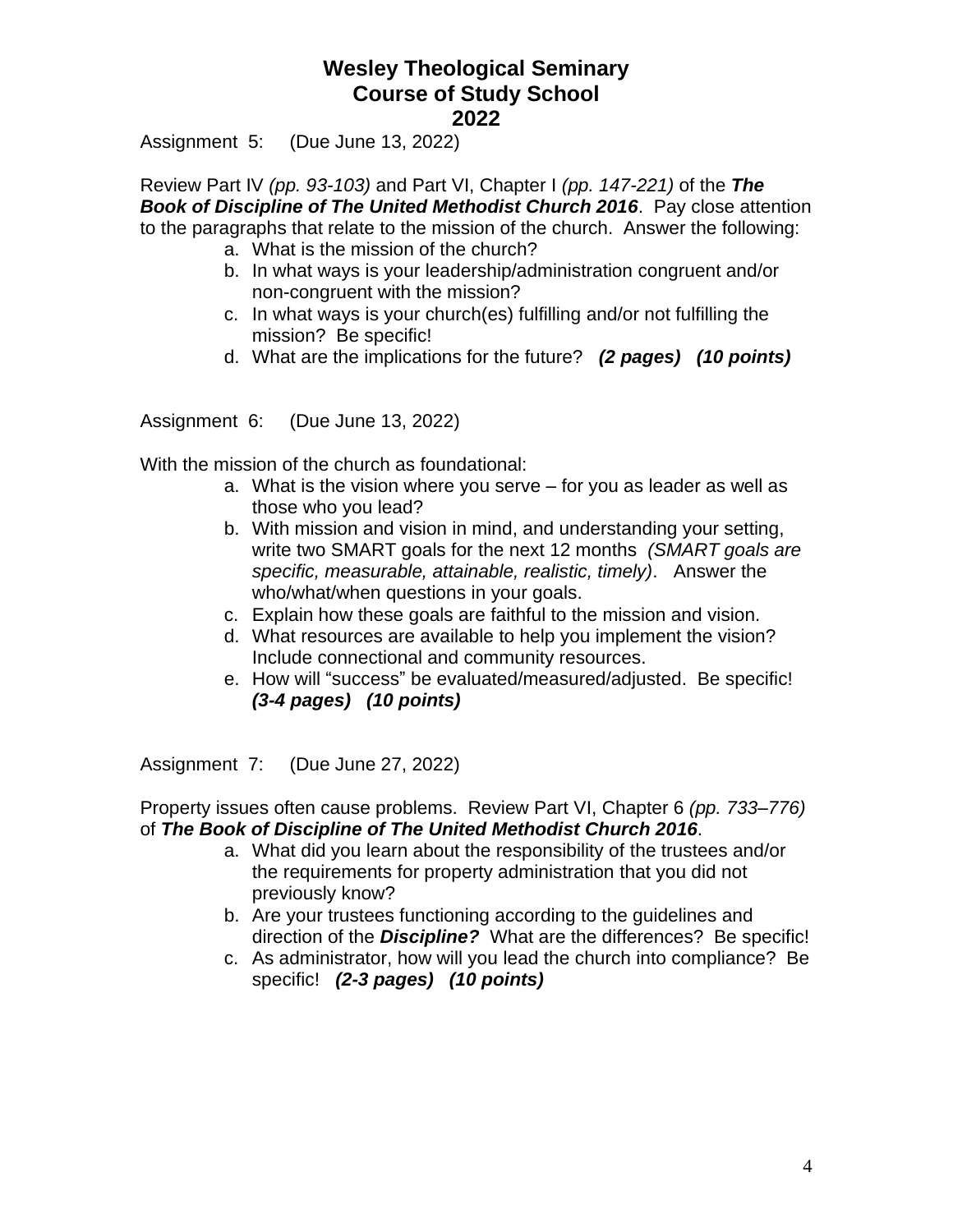**Wesley Theological Seminary**
**Course of Study School**
**2022**

Assignment 5: (Due June 13, 2022)

Review Part IV *(pp. 93-103)* and Part VI, Chapter I *(pp. 147-221)* of the ***The Book of Discipline of The United Methodist Church 2016***. Pay close attention to the paragraphs that relate to the mission of the church. Answer the following:

a. What is the mission of the church?
b. In what ways is your leadership/administration congruent and/or non-congruent with the mission?
c. In what ways is your church(es) fulfilling and/or not fulfilling the mission? Be specific!
d. What are the implications for the future? ***(2 pages) (10 points)***

Assignment 6: (Due June 13, 2022)

With the mission of the church as foundational:

a. What is the vision where you serve – for you as leader as well as those who you lead?
b. With mission and vision in mind, and understanding your setting, write two SMART goals for the next 12 months *(SMART goals are specific, measurable, attainable, realistic, timely)*. Answer the who/what/when questions in your goals.
c. Explain how these goals are faithful to the mission and vision.
d. What resources are available to help you implement the vision? Include connectional and community resources.
e. How will "success" be evaluated/measured/adjusted. Be specific! ***(3-4 pages) (10 points)***

Assignment 7: (Due June 27, 2022)

Property issues often cause problems. Review Part VI, Chapter 6 *(pp. 733–776)* of ***The Book of Discipline of The United Methodist Church 2016***.

a. What did you learn about the responsibility of the trustees and/or the requirements for property administration that you did not previously know?
b. Are your trustees functioning according to the guidelines and direction of the ***Discipline?*** What are the differences? Be specific!
c. As administrator, how will you lead the church into compliance? Be specific! ***(2-3 pages) (10 points)***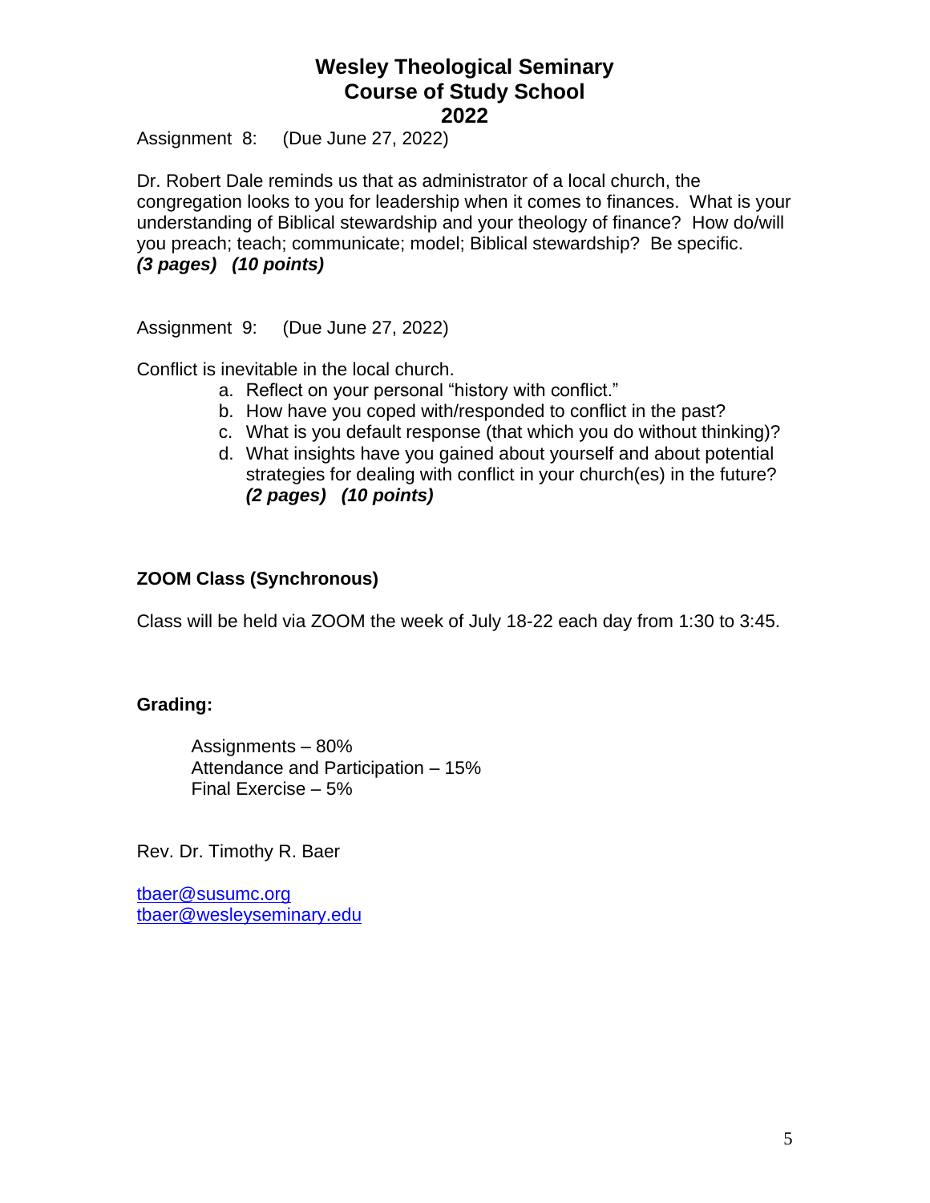# Wesley Theological Seminary
## Course of Study School
## 2022

Assignment 8: (Due June 27, 2022)

Dr. Robert Dale reminds us that as administrator of a local church, the congregation looks to you for leadership when it comes to finances. What is your understanding of Biblical stewardship and your theology of finance? How do/will you preach; teach; communicate; model; Biblical stewardship? Be specific.
***(3 pages) (10 points)***

Assignment 9: (Due June 27, 2022)

Conflict is inevitable in the local church.

a. Reflect on your personal "history with conflict."
b. How have you coped with/responded to conflict in the past?
c. What is you default response (that which you do without thinking)?
d. What insights have you gained about yourself and about potential strategies for dealing with conflict in your church(es) in the future?
***(2 pages) (10 points)***

**ZOOM Class (Synchronous)**

Class will be held via ZOOM the week of July 18-22 each day from 1:30 to 3:45.

**Grading:**

Assignments – 80%
Attendance and Participation – 15%
Final Exercise – 5%

Rev. Dr. Timothy R. Baer

tbaer@susumc.org
tbaer@wesleyseminary.edu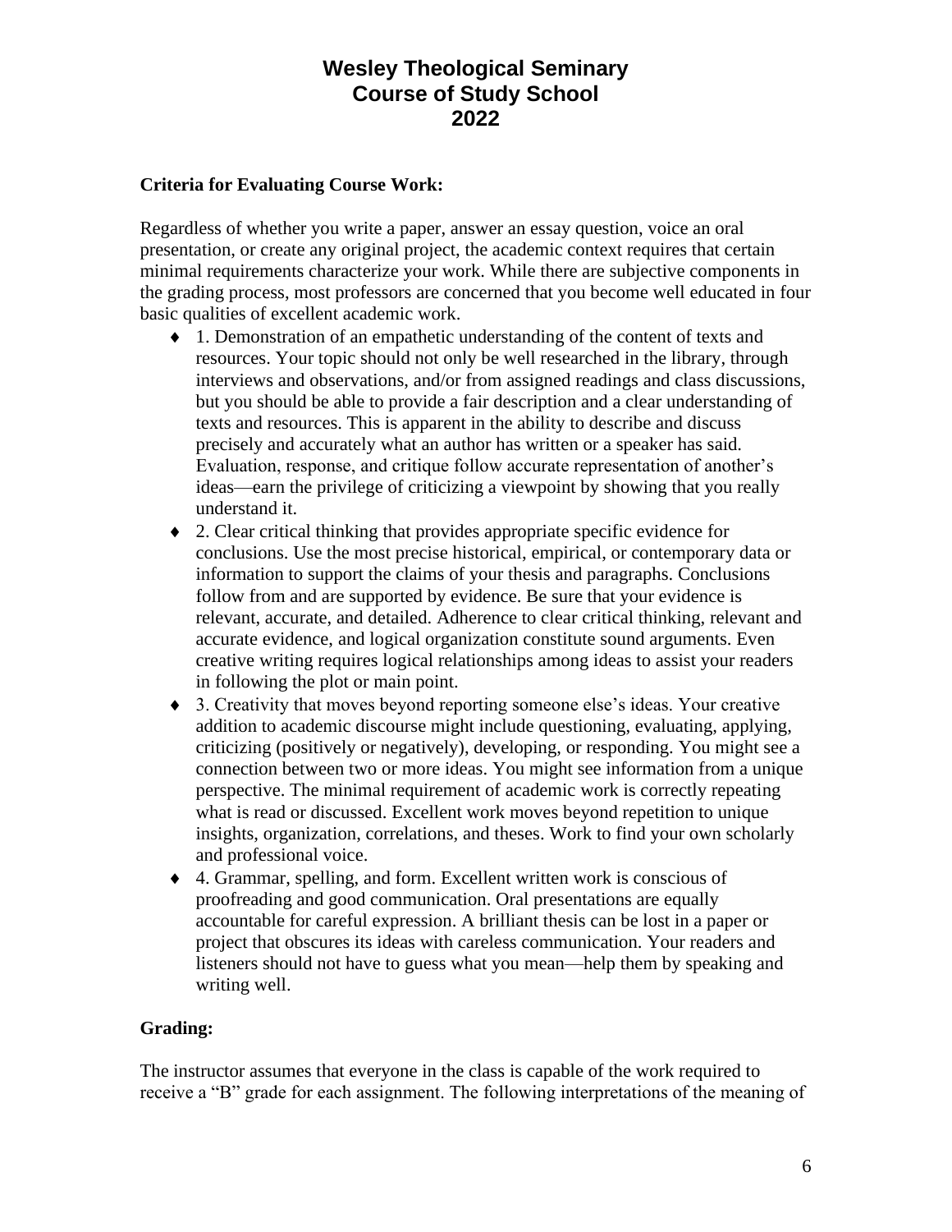**Criteria for Evaluating Course Work:**

Regardless of whether you write a paper, answer an essay question, voice an oral presentation, or create any original project, the academic context requires that certain minimal requirements characterize your work. While there are subjective components in the grading process, most professors are concerned that you become well educated in four basic qualities of excellent academic work.

- 1. Demonstration of an empathetic understanding of the content of texts and resources. Your topic should not only be well researched in the library, through interviews and observations, and/or from assigned readings and class discussions, but you should be able to provide a fair description and a clear understanding of texts and resources. This is apparent in the ability to describe and discuss precisely and accurately what an author has written or a speaker has said. Evaluation, response, and critique follow accurate representation of another's ideas—earn the privilege of criticizing a viewpoint by showing that you really understand it.
- 2. Clear critical thinking that provides appropriate specific evidence for conclusions. Use the most precise historical, empirical, or contemporary data or information to support the claims of your thesis and paragraphs. Conclusions follow from and are supported by evidence. Be sure that your evidence is relevant, accurate, and detailed. Adherence to clear critical thinking, relevant and accurate evidence, and logical organization constitute sound arguments. Even creative writing requires logical relationships among ideas to assist your readers in following the plot or main point.
- 3. Creativity that moves beyond reporting someone else's ideas. Your creative addition to academic discourse might include questioning, evaluating, applying, criticizing (positively or negatively), developing, or responding. You might see a connection between two or more ideas. You might see information from a unique perspective. The minimal requirement of academic work is correctly repeating what is read or discussed. Excellent work moves beyond repetition to unique insights, organization, correlations, and theses. Work to find your own scholarly and professional voice.
- 4. Grammar, spelling, and form. Excellent written work is conscious of proofreading and good communication. Oral presentations are equally accountable for careful expression. A brilliant thesis can be lost in a paper or project that obscures its ideas with careless communication. Your readers and listeners should not have to guess what you mean—help them by speaking and writing well.

**Grading:**

The instructor assumes that everyone in the class is capable of the work required to receive a "B" grade for each assignment. The following interpretations of the meaning of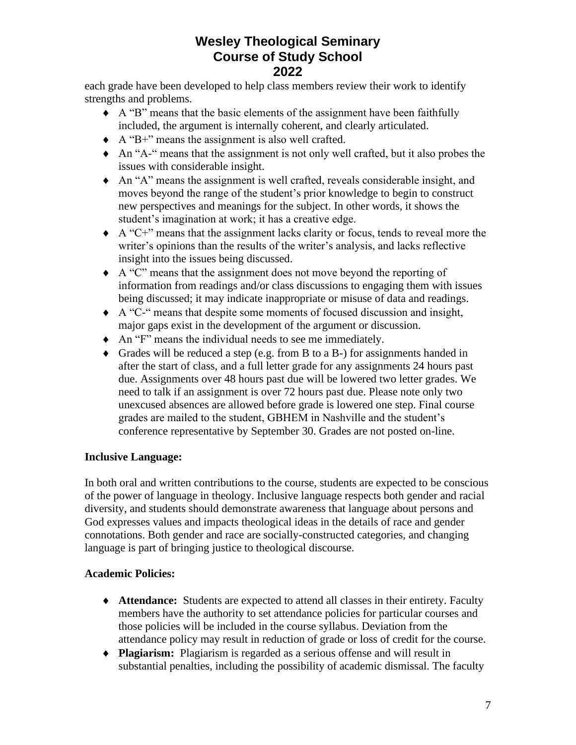each grade have been developed to help class members review their work to identify strengths and problems.

- A "B" means that the basic elements of the assignment have been faithfully included, the argument is internally coherent, and clearly articulated.
- A "B+" means the assignment is also well crafted.
- An "A-" means that the assignment is not only well crafted, but it also probes the issues with considerable insight.
- An "A" means the assignment is well crafted, reveals considerable insight, and moves beyond the range of the student's prior knowledge to begin to construct new perspectives and meanings for the subject. In other words, it shows the student's imagination at work; it has a creative edge.
- A "C+" means that the assignment lacks clarity or focus, tends to reveal more the writer's opinions than the results of the writer's analysis, and lacks reflective insight into the issues being discussed.
- A "C" means that the assignment does not move beyond the reporting of information from readings and/or class discussions to engaging them with issues being discussed; it may indicate inappropriate or misuse of data and readings.
- A "C-" means that despite some moments of focused discussion and insight, major gaps exist in the development of the argument or discussion.
- An "F" means the individual needs to see me immediately.
- Grades will be reduced a step (e.g. from B to a B-) for assignments handed in after the start of class, and a full letter grade for any assignments 24 hours past due. Assignments over 48 hours past due will be lowered two letter grades. We need to talk if an assignment is over 72 hours past due. Please note only two unexcused absences are allowed before grade is lowered one step. Final course grades are mailed to the student, GBHEM in Nashville and the student's conference representative by September 30. Grades are not posted on-line.

**Inclusive Language:**

In both oral and written contributions to the course, students are expected to be conscious of the power of language in theology. Inclusive language respects both gender and racial diversity, and students should demonstrate awareness that language about persons and God expresses values and impacts theological ideas in the details of race and gender connotations. Both gender and race are socially-constructed categories, and changing language is part of bringing justice to theological discourse.

**Academic Policies:**

- **Attendance:** Students are expected to attend all classes in their entirety. Faculty members have the authority to set attendance policies for particular courses and those policies will be included in the course syllabus. Deviation from the attendance policy may result in reduction of grade or loss of credit for the course.
- **Plagiarism:** Plagiarism is regarded as a serious offense and will result in substantial penalties, including the possibility of academic dismissal. The faculty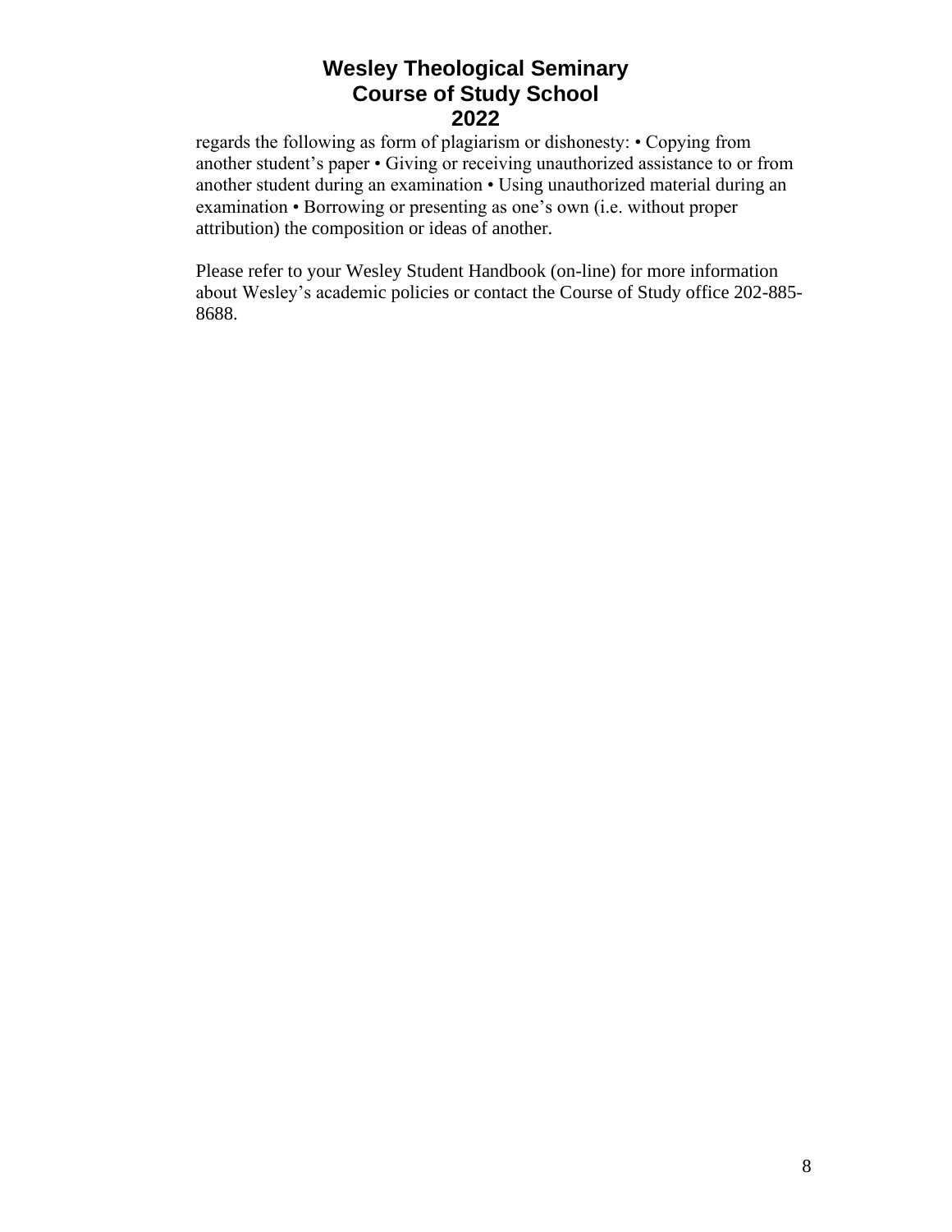regards the following as form of plagiarism or dishonesty: • Copying from another student's paper • Giving or receiving unauthorized assistance to or from another student during an examination • Using unauthorized material during an examination • Borrowing or presenting as one's own (i.e. without proper attribution) the composition or ideas of another.

Please refer to your Wesley Student Handbook (on-line) for more information about Wesley's academic policies or contact the Course of Study office 202-885-8688.